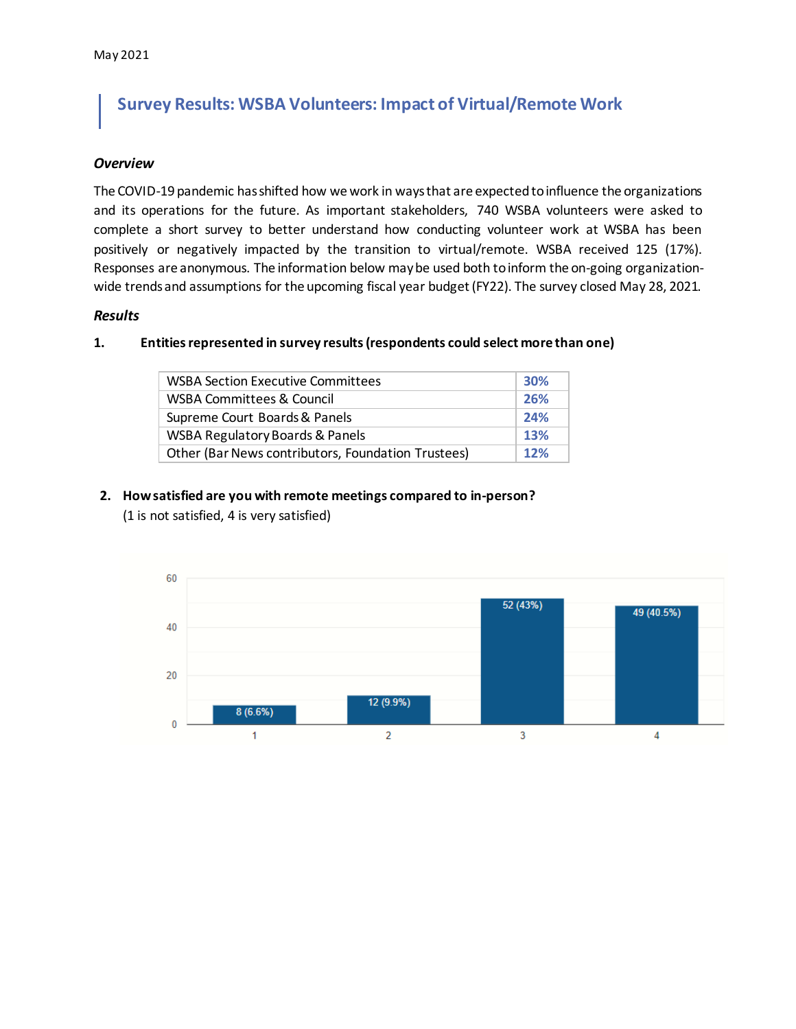May 2021

# Survey Results: WSBA Volunteers: Impact of Virtual/Remote Work

### *Overview*

The COVID-19 pandemic has shifted how we work in ways that are expected to influence the organizations and its operations for the future. As important stakeholders, 740 WSBA volunteers were asked to complete a short survey to better understand how conducting volunteer work at WSBA has been positively or negatively impacted by the transition to virtual/remote. WSBA received 125 (17%). Responses are anonymous. The information below may be used both to inform the on-going organization-wide trends and assumptions for the upcoming fiscal year budget (FY22). The survey closed May 28, 2021.

### *Results*

**1. Entities represented in survey results (respondents could select more than one)**

| | |
|---|---|
| WSBA Section Executive Committees | 30% |
| WSBA Committees & Council | 26% |
| Supreme Court Boards & Panels | 24% |
| WSBA Regulatory Boards & Panels | 13% |
| Other (Bar News contributors, Foundation Trustees) | 12% |

**2. How satisfied are you with remote meetings compared to in-person?**
(1 is not satisfied, 4 is very satisfied)

| Rating | Responses |
|---|---|
| 1 | 8 (6.6%) |
| 2 | 12 (9.9%) |
| 3 | 52 (43%) |
| 4 | 49 (40.5%) |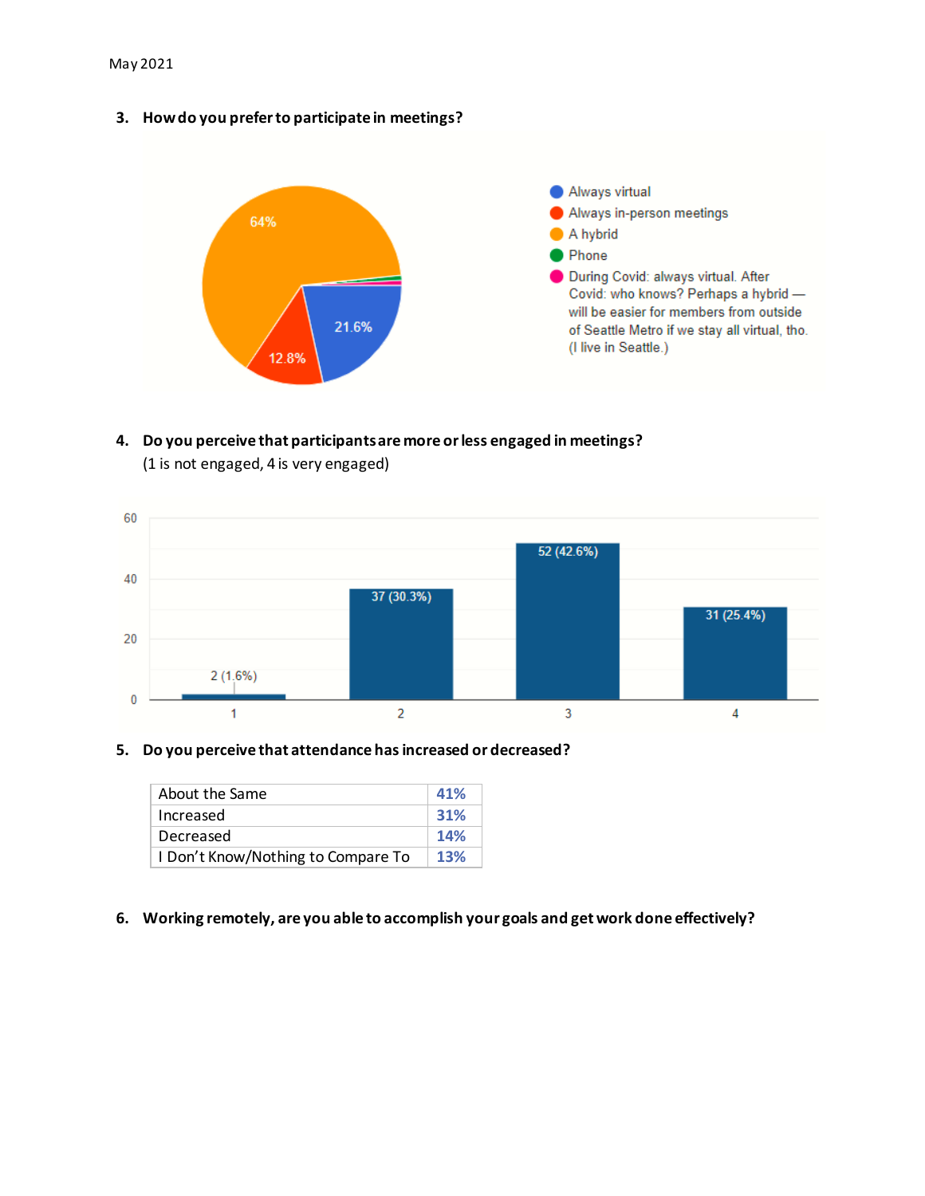May 2021

3. **How do you prefer to participate in meetings?**

- Always virtual — 21.6%
- Always in-person meetings — 12.8%
- A hybrid — 64%
- Phone
- During Covid: always virtual. After Covid: who knows? Perhaps a hybrid — will be easier for members from outside of Seattle Metro if we stay all virtual, tho. (I live in Seattle.)

4. **Do you perceive that participants are more or less engaged in meetings?**
   (1 is not engaged, 4 is very engaged)

| Rating | Responses |
|---|---|
| 1 | 2 (1.6%) |
| 2 | 37 (30.3%) |
| 3 | 52 (42.6%) |
| 4 | 31 (25.4%) |

5. **Do you perceive that attendance has increased or decreased?**

| | |
|---|---|
| About the Same | 41% |
| Increased | 31% |
| Decreased | 14% |
| I Don't Know/Nothing to Compare To | 13% |

6. **Working remotely, are you able to accomplish your goals and get work done effectively?**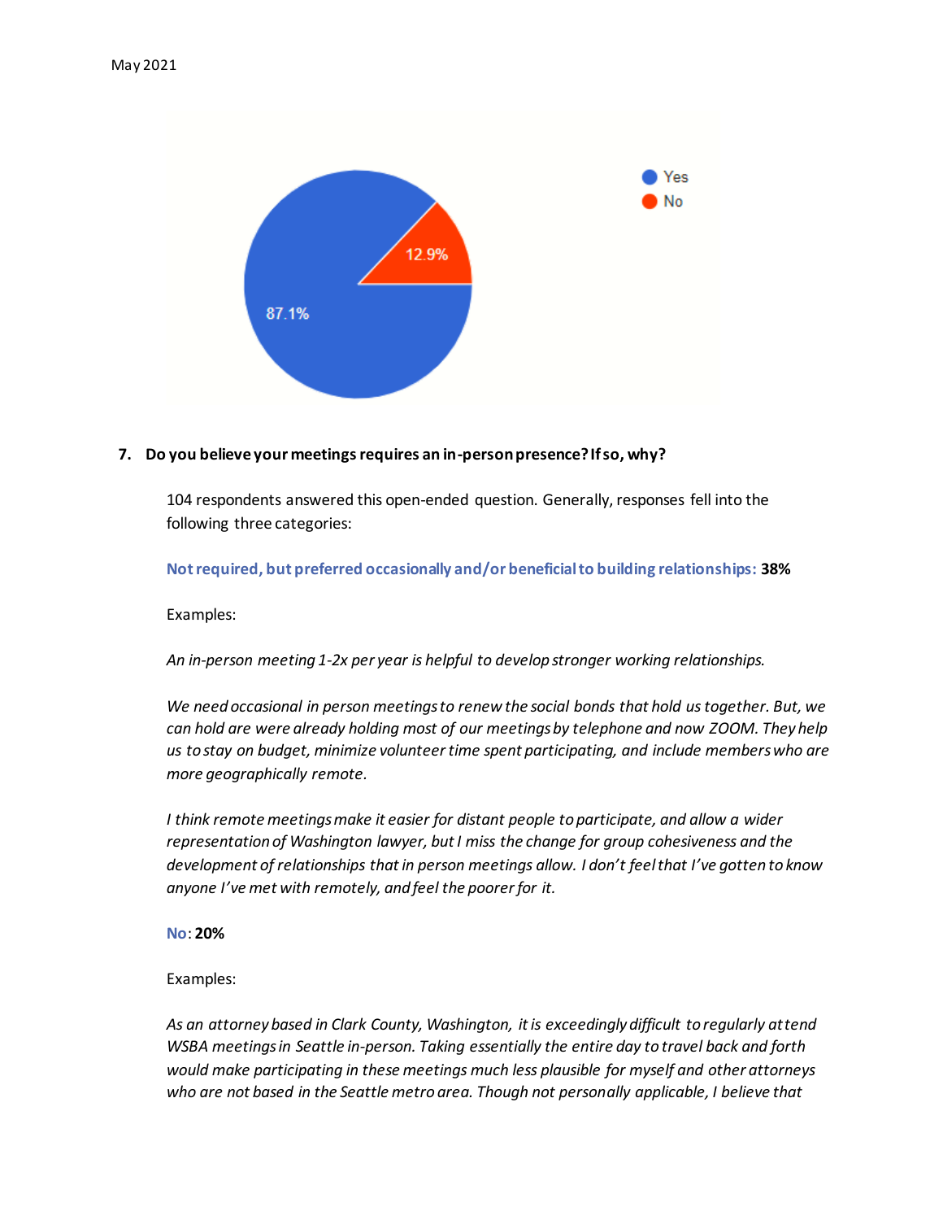Yes
No

12.9%

87.1%

7. **Do you believe your meetings requires an in-person presence? If so, why?**

104 respondents answered this open-ended question. Generally, responses fell into the following three categories:

**Not required, but preferred occasionally and/or beneficial to building relationships: 38%**

Examples:

*An in-person meeting 1-2x per year is helpful to develop stronger working relationships.*

*We need occasional in person meetings to renew the social bonds that hold us together. But, we can hold are were already holding most of our meetings by telephone and now ZOOM. They help us to stay on budget, minimize volunteer time spent participating, and include members who are more geographically remote.*

*I think remote meetings make it easier for distant people to participate, and allow a wider representation of Washington lawyer, but I miss the change for group cohesiveness and the development of relationships that in person meetings allow. I don't feel that I've gotten to know anyone I've met with remotely, and feel the poorer for it.*

**No: 20%**

Examples:

*As an attorney based in Clark County, Washington, it is exceedingly difficult to regularly attend WSBA meetings in Seattle in-person. Taking essentially the entire day to travel back and forth would make participating in these meetings much less plausible for myself and other attorneys who are not based in the Seattle metro area. Though not personally applicable, I believe that*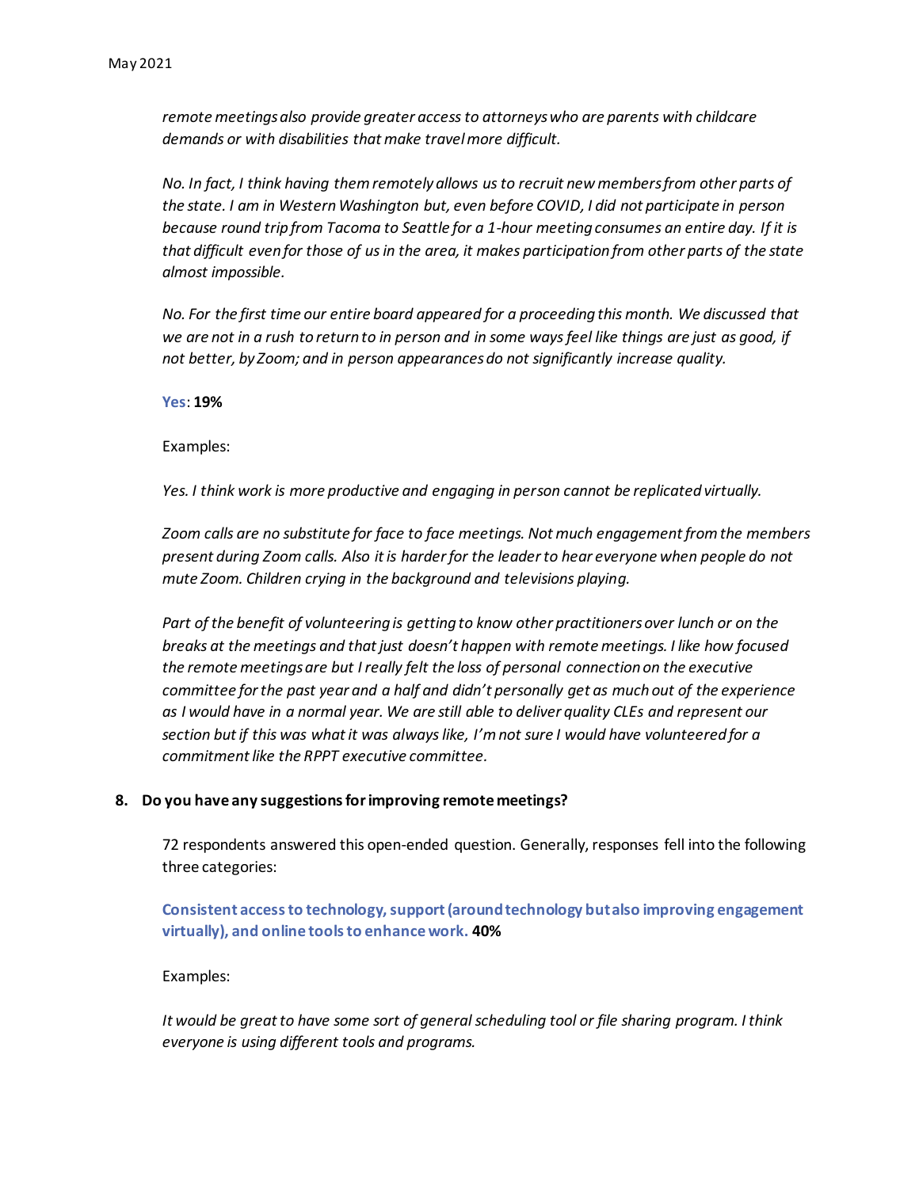*remote meetings also provide greater access to attorneys who are parents with childcare demands or with disabilities that make travel more difficult.*

*No. In fact, I think having them remotely allows us to recruit new members from other parts of the state. I am in Western Washington but, even before COVID, I did not participate in person because round trip from Tacoma to Seattle for a 1-hour meeting consumes an entire day. If it is that difficult even for those of us in the area, it makes participation from other parts of the state almost impossible.*

*No. For the first time our entire board appeared for a proceeding this month. We discussed that we are not in a rush to return to in person and in some ways feel like things are just as good, if not better, by Zoom; and in person appearances do not significantly increase quality.*

**Yes**: **19%**

Examples:

*Yes. I think work is more productive and engaging in person cannot be replicated virtually.*

*Zoom calls are no substitute for face to face meetings. Not much engagement from the members present during Zoom calls. Also it is harder for the leader to hear everyone when people do not mute Zoom. Children crying in the background and televisions playing.*

*Part of the benefit of volunteering is getting to know other practitioners over lunch or on the breaks at the meetings and that just doesn't happen with remote meetings. I like how focused the remote meetings are but I really felt the loss of personal connection on the executive committee for the past year and a half and didn't personally get as much out of the experience as I would have in a normal year. We are still able to deliver quality CLEs and represent our section but if this was what it was always like, I'm not sure I would have volunteered for a commitment like the RPPT executive committee.*

**8. Do you have any suggestions for improving remote meetings?**

72 respondents answered this open-ended question. Generally, responses fell into the following three categories:

**Consistent access to technology, support (around technology but also improving engagement virtually), and online tools to enhance work. 40%**

Examples:

*It would be great to have some sort of general scheduling tool or file sharing program. I think everyone is using different tools and programs.*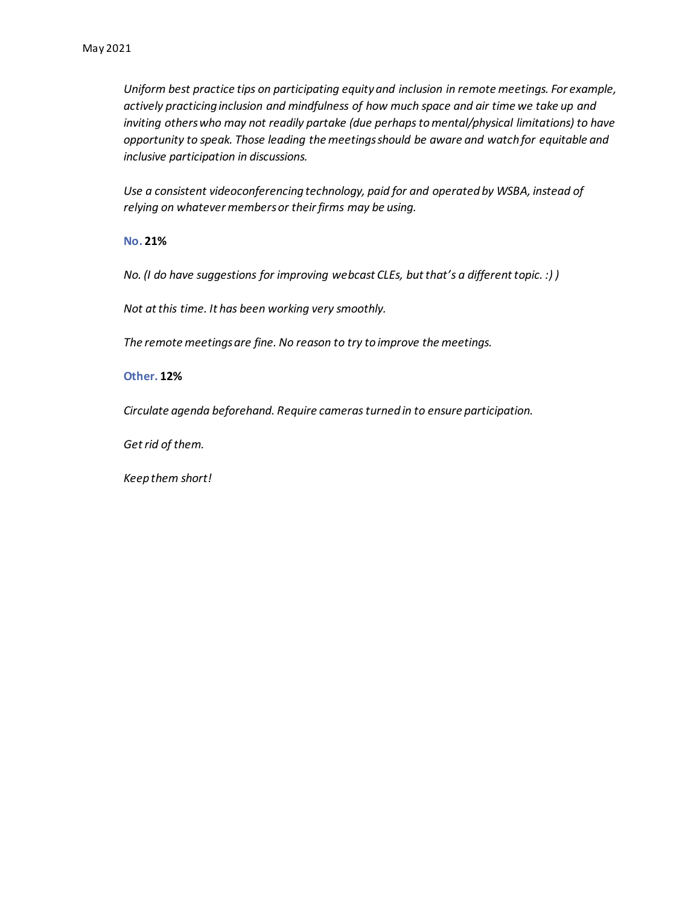*Uniform best practice tips on participating equity and inclusion in remote meetings. For example, actively practicing inclusion and mindfulness of how much space and air time we take up and inviting others who may not readily partake (due perhaps to mental/physical limitations) to have opportunity to speak. Those leading the meetings should be aware and watch for equitable and inclusive participation in discussions.*

*Use a consistent videoconferencing technology, paid for and operated by WSBA, instead of relying on whatever members or their firms may be using.*

**No. 21%**

*No. (I do have suggestions for improving webcast CLEs, but that's a different topic. :) )*

*Not at this time. It has been working very smoothly.*

*The remote meetings are fine. No reason to try to improve the meetings.*

**Other. 12%**

*Circulate agenda beforehand. Require cameras turned in to ensure participation.*

*Get rid of them.*

*Keep them short!*